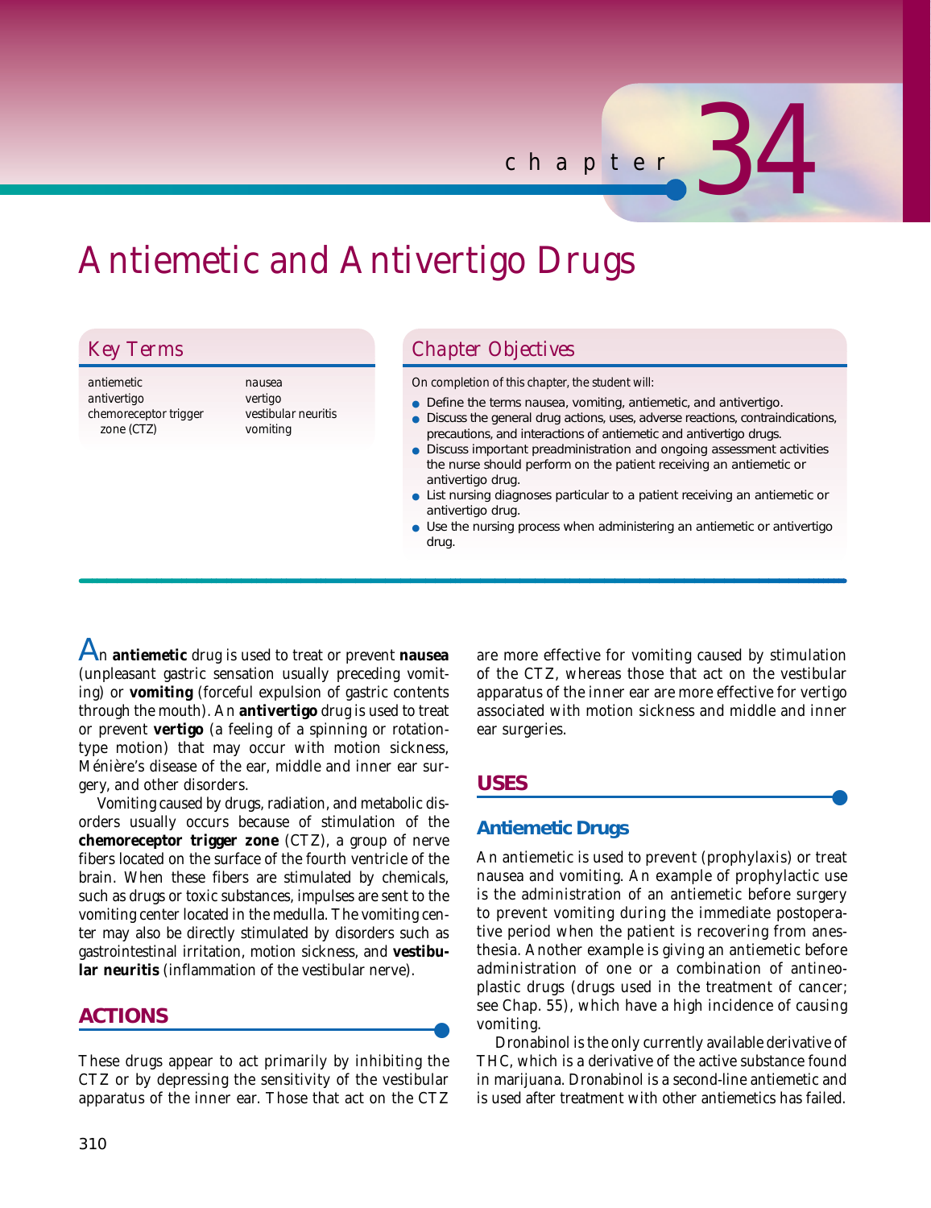chapter 34

# Antiemetic and Antivertigo Drugs

## Key Terms

*antiemetic*
*antivertigo*
*chemoreceptor trigger zone (CTZ)*
*nausea*
*vertigo*
*vestibular neuritis*
*vomiting*

## Chapter Objectives

*On completion of this chapter, the student will:*

- Define the terms nausea, vomiting, antiemetic, and antivertigo.
- Discuss the general drug actions, uses, adverse reactions, contraindications, precautions, and interactions of antiemetic and antivertigo drugs.
- Discuss important preadministration and ongoing assessment activities the nurse should perform on the patient receiving an antiemetic or antivertigo drug.
- List nursing diagnoses particular to a patient receiving an antiemetic or antivertigo drug.
- Use the nursing process when administering an antiemetic or antivertigo drug.

An **antiemetic** drug is used to treat or prevent **nausea** (unpleasant gastric sensation usually preceding vomiting) or **vomiting** (forceful expulsion of gastric contents through the mouth). An **antivertigo** drug is used to treat or prevent **vertigo** (a feeling of a spinning or rotation-type motion) that may occur with motion sickness, Ménière's disease of the ear, middle and inner ear surgery, and other disorders.

Vomiting caused by drugs, radiation, and metabolic disorders usually occurs because of stimulation of the **chemoreceptor trigger zone** (CTZ), a group of nerve fibers located on the surface of the fourth ventricle of the brain. When these fibers are stimulated by chemicals, such as drugs or toxic substances, impulses are sent to the vomiting center located in the medulla. The vomiting center may also be directly stimulated by disorders such as gastrointestinal irritation, motion sickness, and **vestibular neuritis** (inflammation of the vestibular nerve).

## ACTIONS

These drugs appear to act primarily by inhibiting the CTZ or by depressing the sensitivity of the vestibular apparatus of the inner ear. Those that act on the CTZ are more effective for vomiting caused by stimulation of the CTZ, whereas those that act on the vestibular apparatus of the inner ear are more effective for vertigo associated with motion sickness and middle and inner ear surgeries.

## USES

### Antiemetic Drugs

An antiemetic is used to prevent (prophylaxis) or treat nausea and vomiting. An example of prophylactic use is the administration of an antiemetic before surgery to prevent vomiting during the immediate postoperative period when the patient is recovering from anesthesia. Another example is giving an antiemetic before administration of one or a combination of antineoplastic drugs (drugs used in the treatment of cancer; see Chap. 55), which have a high incidence of causing vomiting.

Dronabinol is the only currently available derivative of THC, which is a derivative of the active substance found in marijuana. Dronabinol is a second-line antiemetic and is used after treatment with other antiemetics has failed.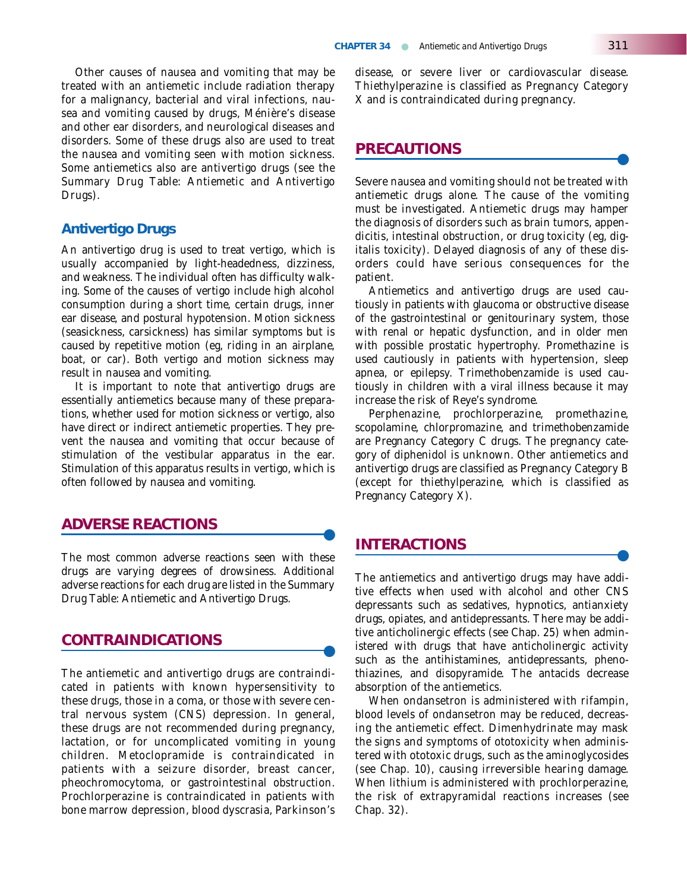Other causes of nausea and vomiting that may be treated with an antiemetic include radiation therapy for a malignancy, bacterial and viral infections, nausea and vomiting caused by drugs, Ménière's disease and other ear disorders, and neurological diseases and disorders. Some of these drugs also are used to treat the nausea and vomiting seen with motion sickness. Some antiemetics also are antivertigo drugs (see the Summary Drug Table: Antiemetic and Antivertigo Drugs).

### Antivertigo Drugs

An antivertigo drug is used to treat vertigo, which is usually accompanied by light-headedness, dizziness, and weakness. The individual often has difficulty walking. Some of the causes of vertigo include high alcohol consumption during a short time, certain drugs, inner ear disease, and postural hypotension. Motion sickness (seasickness, carsickness) has similar symptoms but is caused by repetitive motion (eg, riding in an airplane, boat, or car). Both vertigo and motion sickness may result in nausea and vomiting.

It is important to note that antivertigo drugs are essentially antiemetics because many of these preparations, whether used for motion sickness or vertigo, also have direct or indirect antiemetic properties. They prevent the nausea and vomiting that occur because of stimulation of the vestibular apparatus in the ear. Stimulation of this apparatus results in vertigo, which is often followed by nausea and vomiting.

## ADVERSE REACTIONS

The most common adverse reactions seen with these drugs are varying degrees of drowsiness. Additional adverse reactions for each drug are listed in the Summary Drug Table: Antiemetic and Antivertigo Drugs.

## CONTRAINDICATIONS

The antiemetic and antivertigo drugs are contraindicated in patients with known hypersensitivity to these drugs, those in a coma, or those with severe central nervous system (CNS) depression. In general, these drugs are not recommended during pregnancy, lactation, or for uncomplicated vomiting in young children. Metoclopramide is contraindicated in patients with a seizure disorder, breast cancer, pheochromocytoma, or gastrointestinal obstruction. Prochlorperazine is contraindicated in patients with bone marrow depression, blood dyscrasia, Parkinson's disease, or severe liver or cardiovascular disease. Thiethylperazine is classified as Pregnancy Category X and is contraindicated during pregnancy.

## PRECAUTIONS

Severe nausea and vomiting should not be treated with antiemetic drugs alone. The cause of the vomiting must be investigated. Antiemetic drugs may hamper the diagnosis of disorders such as brain tumors, appendicitis, intestinal obstruction, or drug toxicity (eg, digitalis toxicity). Delayed diagnosis of any of these disorders could have serious consequences for the patient.

Antiemetics and antivertigo drugs are used cautiously in patients with glaucoma or obstructive disease of the gastrointestinal or genitourinary system, those with renal or hepatic dysfunction, and in older men with possible prostatic hypertrophy. Promethazine is used cautiously in patients with hypertension, sleep apnea, or epilepsy. Trimethobenzamide is used cautiously in children with a viral illness because it may increase the risk of Reye's syndrome.

Perphenazine, prochlorperazine, promethazine, scopolamine, chlorpromazine, and trimethobenzamide are Pregnancy Category C drugs. The pregnancy category of diphenidol is unknown. Other antiemetics and antivertigo drugs are classified as Pregnancy Category B (except for thiethylperazine, which is classified as Pregnancy Category X).

## INTERACTIONS

The antiemetics and antivertigo drugs may have additive effects when used with alcohol and other CNS depressants such as sedatives, hypnotics, antianxiety drugs, opiates, and antidepressants. There may be additive anticholinergic effects (see Chap. 25) when administered with drugs that have anticholinergic activity such as the antihistamines, antidepressants, phenothiazines, and disopyramide. The antacids decrease absorption of the antiemetics.

When ondansetron is administered with rifampin, blood levels of ondansetron may be reduced, decreasing the antiemetic effect. Dimenhydrinate may mask the signs and symptoms of ototoxicity when administered with ototoxic drugs, such as the aminoglycosides (see Chap. 10), causing irreversible hearing damage. When lithium is administered with prochlorperazine, the risk of extrapyramidal reactions increases (see Chap. 32).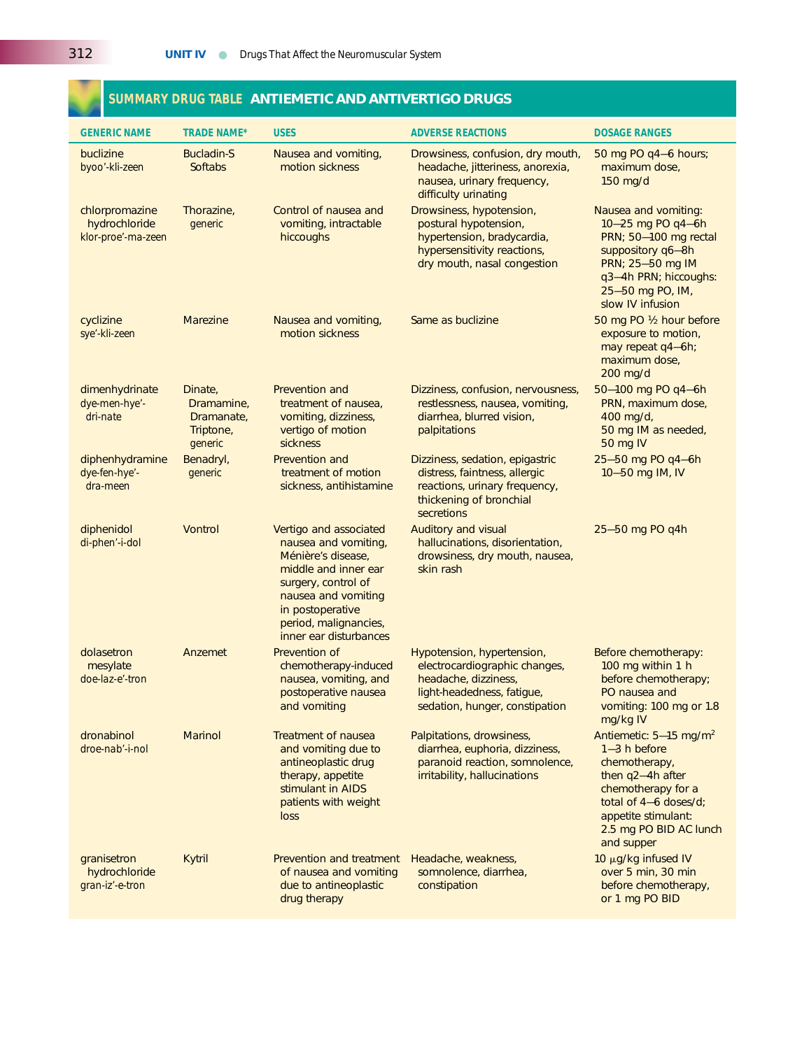## SUMMARY DRUG TABLE ANTIEMETIC AND ANTIVERTIGO DRUGS

| GENERIC NAME | TRADE NAME* | USES | ADVERSE REACTIONS | DOSAGE RANGES |
|---|---|---|---|---|
| buclizine byoo'-kli-zeen | Bucladin-S Softabs | Nausea and vomiting, motion sickness | Drowsiness, confusion, dry mouth, headache, jitteriness, anorexia, nausea, urinary frequency, difficulty urinating | 50 mg PO q4–6 hours; maximum dose, 150 mg/d |
| chlorpromazine hydrochloride klor-proe'-ma-zeen | Thorazine, generic | Control of nausea and vomiting, intractable hiccoughs | Drowsiness, hypotension, postural hypotension, hypertension, bradycardia, hypersensitivity reactions, dry mouth, nasal congestion | Nausea and vomiting: 10–25 mg PO q4–6h PRN; 50–100 mg rectal suppository q6–8h PRN; 25–50 mg IM q3–4h PRN; hiccoughs: 25–50 mg PO, IM, slow IV infusion |
| cyclizine sye'-kli-zeen | Marezine | Nausea and vomiting, motion sickness | Same as buclizine | 50 mg PO ½ hour before exposure to motion, may repeat q4–6h; maximum dose, 200 mg/d |
| dimenhydrinate dye-men-hye'-dri-nate | Dinate, Dramamine, Dramanate, Triptone, generic | Prevention and treatment of nausea, vomiting, dizziness, vertigo of motion sickness | Dizziness, confusion, nervousness, restlessness, nausea, vomiting, diarrhea, blurred vision, palpitations | 50–100 mg PO q4–6h PRN, maximum dose, 400 mg/d, 50 mg IM as needed, 50 mg IV |
| diphenhydramine dye-fen-hye'-dra-meen | Benadryl, generic | Prevention and treatment of motion sickness, antihistamine | Dizziness, sedation, epigastric distress, faintness, allergic reactions, urinary frequency, thickening of bronchial secretions | 25–50 mg PO q4–6h 10–50 mg IM, IV |
| diphenidol di-phen'-i-dol | Vontrol | Vertigo and associated nausea and vomiting, Ménière's disease, middle and inner ear surgery, control of nausea and vomiting in postoperative period, malignancies, inner ear disturbances | Auditory and visual hallucinations, disorientation, drowsiness, dry mouth, nausea, skin rash | 25–50 mg PO q4h |
| dolasetron mesylate doe-laz-e'-tron | Anzemet | Prevention of chemotherapy-induced nausea, vomiting, and postoperative nausea and vomiting | Hypotension, hypertension, electrocardiographic changes, headache, dizziness, light-headedness, fatigue, sedation, hunger, constipation | Before chemotherapy: 100 mg within 1 h before chemotherapy; PO nausea and vomiting: 100 mg or 1.8 mg/kg IV |
| dronabinol droe-nab'-i-nol | Marinol | Treatment of nausea and vomiting due to antineoplastic drug therapy, appetite stimulant in AIDS patients with weight loss | Palpitations, drowsiness, diarrhea, euphoria, dizziness, paranoid reaction, somnolence, irritability, hallucinations | Antiemetic: 5–15 mg/m$^2$ 1–3 h before chemotherapy, then q2–4h after chemotherapy for a total of 4–6 doses/d; appetite stimulant: 2.5 mg PO BID AC lunch and supper |
| granisetron hydrochloride gran-iz'-e-tron | Kytril | Prevention and treatment of nausea and vomiting due to antineoplastic drug therapy | Headache, weakness, somnolence, diarrhea, constipation | 10 μg/kg infused IV over 5 min, 30 min before chemotherapy, or 1 mg PO BID |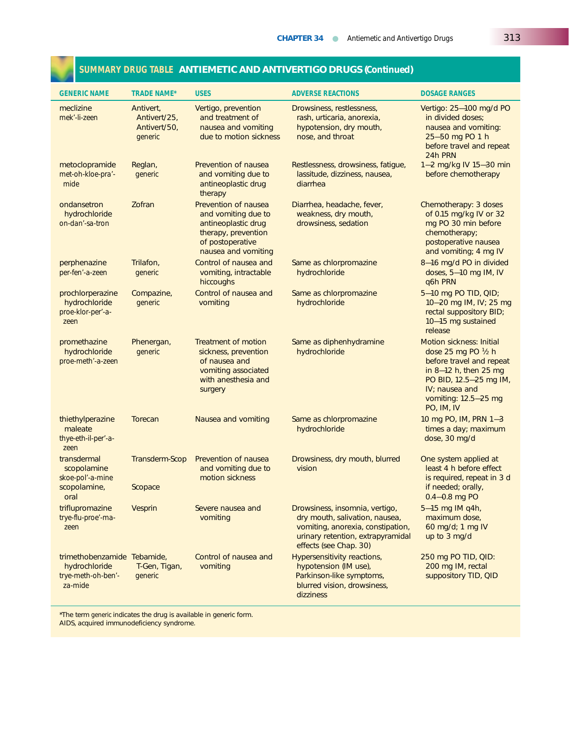## SUMMARY DRUG TABLE ANTIEMETIC AND ANTIVERTIGO DRUGS (Continued)

| GENERIC NAME | TRADE NAME* | USES | ADVERSE REACTIONS | DOSAGE RANGES |
|---|---|---|---|---|
| meclizine<br>mek'-li-zeen | Antivert, Antivert/25, Antivert/50, generic | Vertigo, prevention and treatment of nausea and vomiting due to motion sickness | Drowsiness, restlessness, rash, urticaria, anorexia, hypotension, dry mouth, nose, and throat | Vertigo: 25–100 mg/d PO in divided doses; nausea and vomiting: 25–50 mg PO 1 h before travel and repeat 24h PRN |
| metoclopramide<br>met-oh-kloe-pra'-mide | Reglan, generic | Prevention of nausea and vomiting due to antineoplastic drug therapy | Restlessness, drowsiness, fatigue, lassitude, dizziness, nausea, diarrhea | 1–2 mg/kg IV 15–30 min before chemotherapy |
| ondansetron hydrochloride<br>on-dan'-sa-tron | Zofran | Prevention of nausea and vomiting due to antineoplastic drug therapy, prevention of postoperative nausea and vomiting | Diarrhea, headache, fever, weakness, dry mouth, drowsiness, sedation | Chemotherapy: 3 doses of 0.15 mg/kg IV or 32 mg PO 30 min before chemotherapy; postoperative nausea and vomiting; 4 mg IV |
| perphenazine<br>per-fen'-a-zeen | Trilafon, generic | Control of nausea and vomiting, intractable hiccoughs | Same as chlorpromazine hydrochloride | 8–16 mg/d PO in divided doses, 5–10 mg IM, IV q6h PRN |
| prochlorperazine hydrochloride<br>proe-klor-per'-a-zeen | Compazine, generic | Control of nausea and vomiting | Same as chlorpromazine hydrochloride | 5–10 mg PO TID, QID; 10–20 mg IM, IV; 25 mg rectal suppository BID; 10–15 mg sustained release |
| promethazine hydrochloride<br>proe-meth'-a-zeen | Phenergan, generic | Treatment of motion sickness, prevention of nausea and vomiting associated with anesthesia and surgery | Same as diphenhydramine hydrochloride | Motion sickness: Initial dose 25 mg PO ½ h before travel and repeat in 8–12 h, then 25 mg PO BID, 12.5–25 mg IM, IV; nausea and vomiting: 12.5–25 mg PO, IM, IV |
| thiethylperazine maleate<br>thye-eth-il-per'-a-zeen | Torecan | Nausea and vomiting | Same as chlorpromazine hydrochloride | 10 mg PO, IM, PRN 1–3 times a day; maximum dose, 30 mg/d |
| transdermal scopolamine<br>skoe-pol'-a-mine<br>scopolamine, oral | Transderm-Scop<br><br>Scopace | Prevention of nausea and vomiting due to motion sickness | Drowsiness, dry mouth, blurred vision | One system applied at least 4 h before effect is required, repeat in 3 d if needed; orally, 0.4–0.8 mg PO |
| triflupromazine<br>trye-flu-proe'-ma-zeen | Vesprin | Severe nausea and vomiting | Drowsiness, insomnia, vertigo, dry mouth, salivation, nausea, vomiting, anorexia, constipation, urinary retention, extrapyramidal effects (see Chap. 30) | 5–15 mg IM q4h, maximum dose, 60 mg/d; 1 mg IV up to 3 mg/d |
| trimethobenzamide hydrochloride<br>trye-meth-oh-ben'-za-mide | Tebamide, T-Gen, Tigan, generic | Control of nausea and vomiting | Hypersensitivity reactions, hypotension (IM use), Parkinson-like symptoms, blurred vision, drowsiness, dizziness | 250 mg PO TID, QID: 200 mg IM, rectal suppository TID, QID |

*The term *generic* indicates the drug is available in generic form.
AIDS, acquired immunodeficiency syndrome.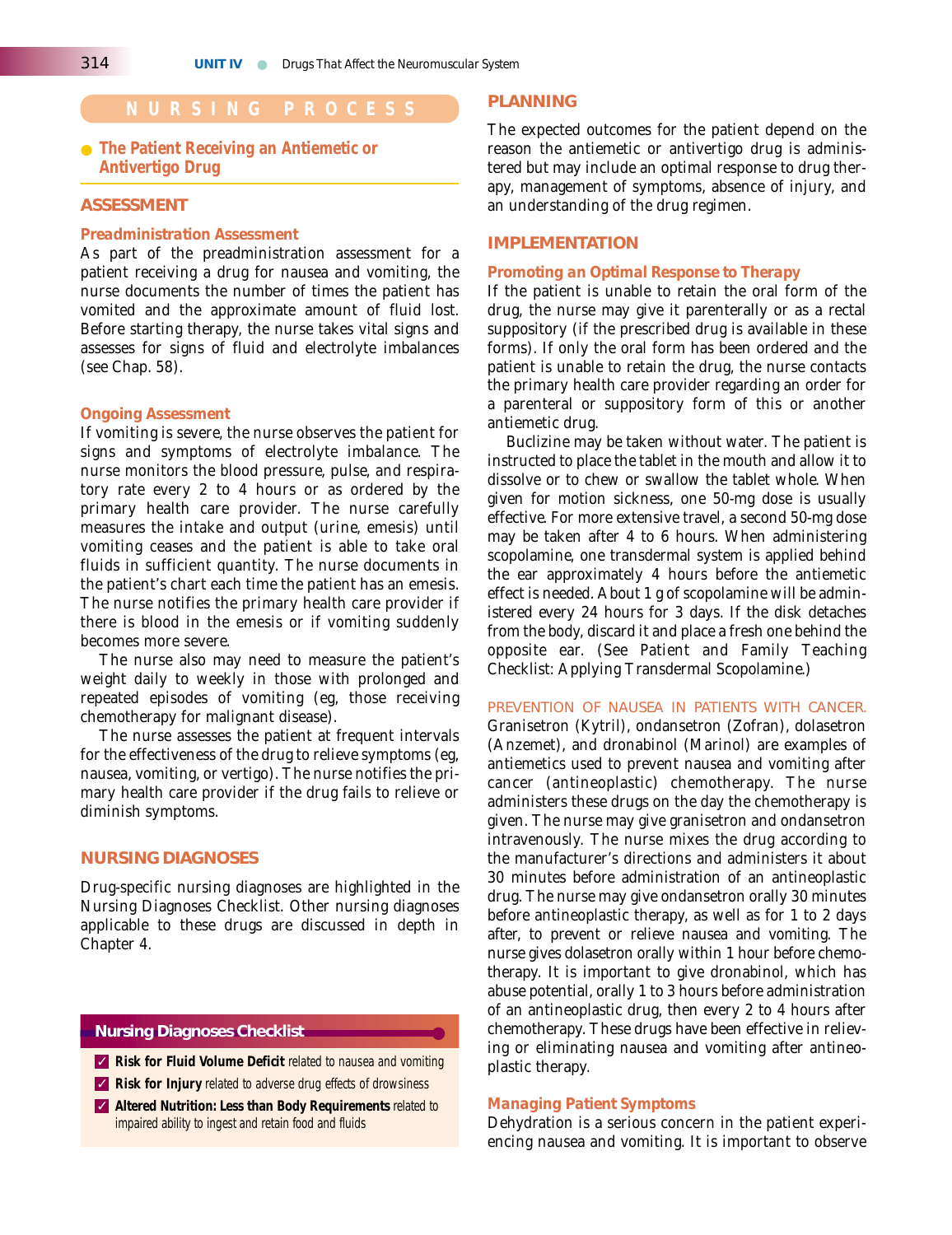# NURSING PROCESS

## The Patient Receiving an Antiemetic or Antivertigo Drug

### ASSESSMENT

#### *Preadministration Assessment*

As part of the preadministration assessment for a patient receiving a drug for nausea and vomiting, the nurse documents the number of times the patient has vomited and the approximate amount of fluid lost. Before starting therapy, the nurse takes vital signs and assesses for signs of fluid and electrolyte imbalances (see Chap. 58).

#### *Ongoing Assessment*

If vomiting is severe, the nurse observes the patient for signs and symptoms of electrolyte imbalance. The nurse monitors the blood pressure, pulse, and respiratory rate every 2 to 4 hours or as ordered by the primary health care provider. The nurse carefully measures the intake and output (urine, emesis) until vomiting ceases and the patient is able to take oral fluids in sufficient quantity. The nurse documents in the patient's chart each time the patient has an emesis. The nurse notifies the primary health care provider if there is blood in the emesis or if vomiting suddenly becomes more severe.

The nurse also may need to measure the patient's weight daily to weekly in those with prolonged and repeated episodes of vomiting (eg, those receiving chemotherapy for malignant disease).

The nurse assesses the patient at frequent intervals for the effectiveness of the drug to relieve symptoms (eg, nausea, vomiting, or vertigo). The nurse notifies the primary health care provider if the drug fails to relieve or diminish symptoms.

### NURSING DIAGNOSES

Drug-specific nursing diagnoses are highlighted in the Nursing Diagnoses Checklist. Other nursing diagnoses applicable to these drugs are discussed in depth in Chapter 4.

**Nursing Diagnoses Checklist**

- ✓ **Risk for Fluid Volume Deficit** related to nausea and vomiting
- ✓ **Risk for Injury** related to adverse drug effects of drowsiness
- ✓ **Altered Nutrition: Less than Body Requirements** related to impaired ability to ingest and retain food and fluids

### PLANNING

The expected outcomes for the patient depend on the reason the antiemetic or antivertigo drug is administered but may include an optimal response to drug therapy, management of symptoms, absence of injury, and an understanding of the drug regimen.

### IMPLEMENTATION

#### *Promoting an Optimal Response to Therapy*

If the patient is unable to retain the oral form of the drug, the nurse may give it parenterally or as a rectal suppository (if the prescribed drug is available in these forms). If only the oral form has been ordered and the patient is unable to retain the drug, the nurse contacts the primary health care provider regarding an order for a parenteral or suppository form of this or another antiemetic drug.

Buclizine may be taken without water. The patient is instructed to place the tablet in the mouth and allow it to dissolve or to chew or swallow the tablet whole. When given for motion sickness, one 50-mg dose is usually effective. For more extensive travel, a second 50-mg dose may be taken after 4 to 6 hours. When administering scopolamine, one transdermal system is applied behind the ear approximately 4 hours before the antiemetic effect is needed. About 1 g of scopolamine will be administered every 24 hours for 3 days. If the disk detaches from the body, discard it and place a fresh one behind the opposite ear. (See Patient and Family Teaching Checklist: Applying Transdermal Scopolamine.)

PREVENTION OF NAUSEA IN PATIENTS WITH CANCER. Granisetron (Kytril), ondansetron (Zofran), dolasetron (Anzemet), and dronabinol (Marinol) are examples of antiemetics used to prevent nausea and vomiting after cancer (antineoplastic) chemotherapy. The nurse administers these drugs on the day the chemotherapy is given. The nurse may give granisetron and ondansetron intravenously. The nurse mixes the drug according to the manufacturer's directions and administers it about 30 minutes before administration of an antineoplastic drug. The nurse may give ondansetron orally 30 minutes before antineoplastic therapy, as well as for 1 to 2 days after, to prevent or relieve nausea and vomiting. The nurse gives dolasetron orally within 1 hour before chemotherapy. It is important to give dronabinol, which has abuse potential, orally 1 to 3 hours before administration of an antineoplastic drug, then every 2 to 4 hours after chemotherapy. These drugs have been effective in relieving or eliminating nausea and vomiting after antineoplastic therapy.

#### *Managing Patient Symptoms*

Dehydration is a serious concern in the patient experiencing nausea and vomiting. It is important to observe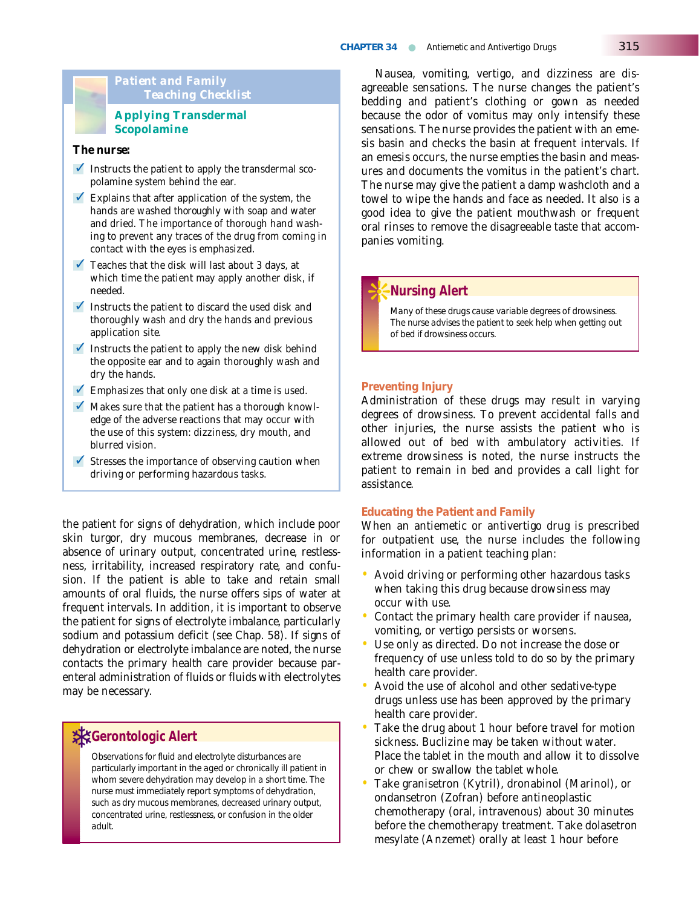### Patient and Family Teaching Checklist

#### Applying Transdermal Scopolamine

**The nurse:**

- ✓ Instructs the patient to apply the transdermal scopolamine system behind the ear.
- ✓ Explains that after application of the system, the hands are washed thoroughly with soap and water and dried. The importance of thorough hand washing to prevent any traces of the drug from coming in contact with the eyes is emphasized.
- ✓ Teaches that the disk will last about 3 days, at which time the patient may apply another disk, if needed.
- ✓ Instructs the patient to discard the used disk and thoroughly wash and dry the hands and previous application site.
- ✓ Instructs the patient to apply the new disk behind the opposite ear and to again thoroughly wash and dry the hands.
- ✓ Emphasizes that only one disk at a time is used.
- ✓ Makes sure that the patient has a thorough knowledge of the adverse reactions that may occur with the use of this system: dizziness, dry mouth, and blurred vision.
- ✓ Stresses the importance of observing caution when driving or performing hazardous tasks.

the patient for signs of dehydration, which include poor skin turgor, dry mucous membranes, decrease in or absence of urinary output, concentrated urine, restlessness, irritability, increased respiratory rate, and confusion. If the patient is able to take and retain small amounts of oral fluids, the nurse offers sips of water at frequent intervals. In addition, it is important to observe the patient for signs of electrolyte imbalance, particularly sodium and potassium deficit (see Chap. 58). If signs of dehydration or electrolyte imbalance are noted, the nurse contacts the primary health care provider because parenteral administration of fluids or fluids with electrolytes may be necessary.

### Gerontologic Alert

*Observations for fluid and electrolyte disturbances are particularly important in the aged or chronically ill patient in whom severe dehydration may develop in a short time. The nurse must immediately report symptoms of dehydration, such as dry mucous membranes, decreased urinary output, concentrated urine, restlessness, or confusion in the older adult.*

Nausea, vomiting, vertigo, and dizziness are disagreeable sensations. The nurse changes the patient's bedding and patient's clothing or gown as needed because the odor of vomitus may only intensify these sensations. The nurse provides the patient with an emesis basin and checks the basin at frequent intervals. If an emesis occurs, the nurse empties the basin and measures and documents the vomitus in the patient's chart. The nurse may give the patient a damp washcloth and a towel to wipe the hands and face as needed. It also is a good idea to give the patient mouthwash or frequent oral rinses to remove the disagreeable taste that accompanies vomiting.

### Nursing Alert

*Many of these drugs cause variable degrees of drowsiness. The nurse advises the patient to seek help when getting out of bed if drowsiness occurs.*

#### Preventing Injury

Administration of these drugs may result in varying degrees of drowsiness. To prevent accidental falls and other injuries, the nurse assists the patient who is allowed out of bed with ambulatory activities. If extreme drowsiness is noted, the nurse instructs the patient to remain in bed and provides a call light for assistance.

#### Educating the Patient and Family

When an antiemetic or antivertigo drug is prescribed for outpatient use, the nurse includes the following information in a patient teaching plan:

- Avoid driving or performing other hazardous tasks when taking this drug because drowsiness may occur with use.
- Contact the primary health care provider if nausea, vomiting, or vertigo persists or worsens.
- Use only as directed. Do not increase the dose or frequency of use unless told to do so by the primary health care provider.
- Avoid the use of alcohol and other sedative-type drugs unless use has been approved by the primary health care provider.
- Take the drug about 1 hour before travel for motion sickness. Buclizine may be taken without water. Place the tablet in the mouth and allow it to dissolve or chew or swallow the tablet whole.
- Take granisetron (Kytril), dronabinol (Marinol), or ondansetron (Zofran) before antineoplastic chemotherapy (oral, intravenous) about 30 minutes before the chemotherapy treatment. Take dolasetron mesylate (Anzemet) orally at least 1 hour before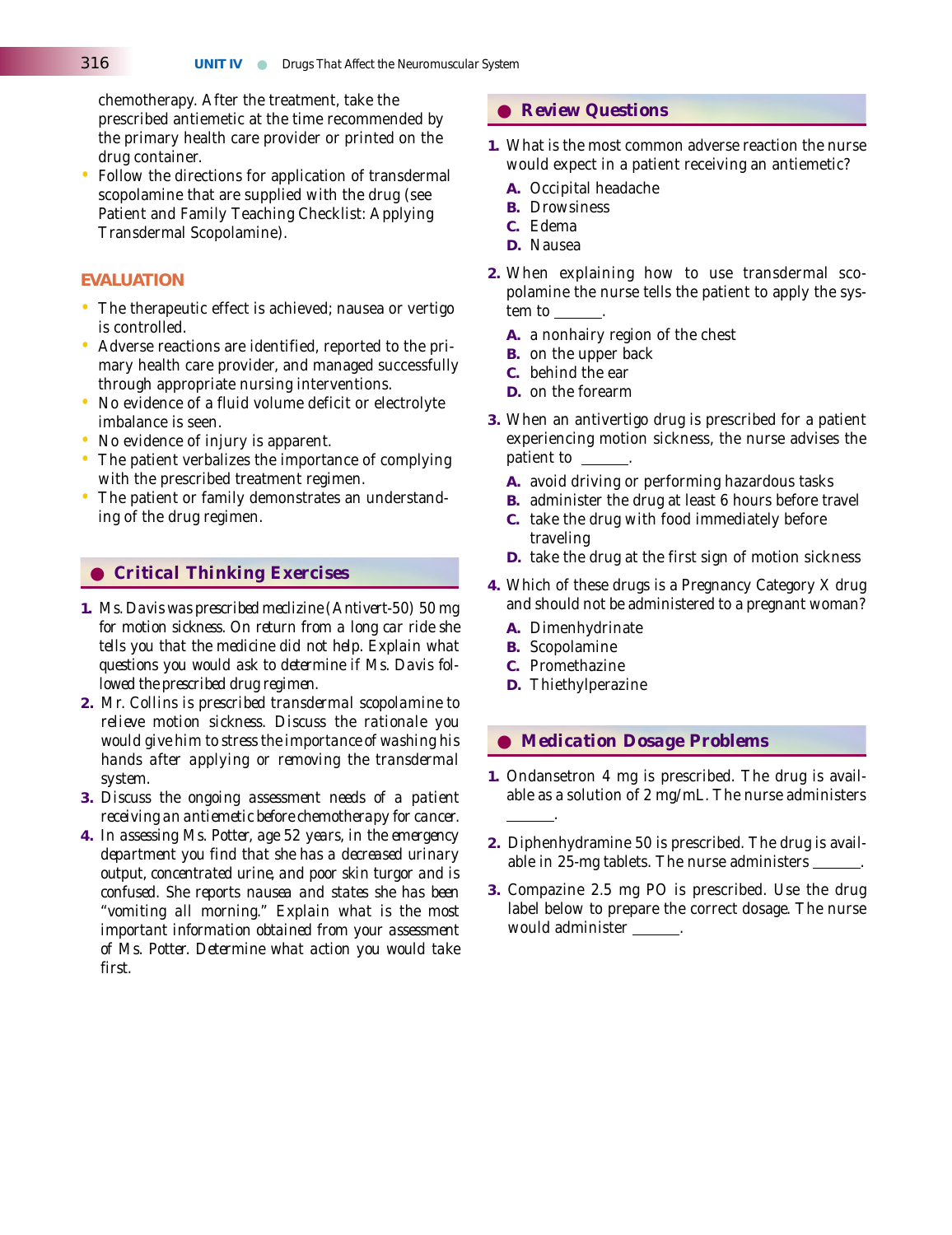chemotherapy. After the treatment, take the prescribed antiemetic at the time recommended by the primary health care provider or printed on the drug container.

- Follow the directions for application of transdermal scopolamine that are supplied with the drug (see Patient and Family Teaching Checklist: Applying Transdermal Scopolamine).

### EVALUATION

- The therapeutic effect is achieved; nausea or vertigo is controlled.
- Adverse reactions are identified, reported to the primary health care provider, and managed successfully through appropriate nursing interventions.
- No evidence of a fluid volume deficit or electrolyte imbalance is seen.
- No evidence of injury is apparent.
- The patient verbalizes the importance of complying with the prescribed treatment regimen.
- The patient or family demonstrates an understanding of the drug regimen.

## Critical Thinking Exercises

1. *Ms. Davis was prescribed meclizine (Antivert-50) 50 mg for motion sickness. On return from a long car ride she tells you that the medicine did not help. Explain what questions you would ask to determine if Ms. Davis followed the prescribed drug regimen.*
2. *Mr. Collins is prescribed transdermal scopolamine to relieve motion sickness. Discuss the rationale you would give him to stress the importance of washing his hands after applying or removing the transdermal system.*
3. *Discuss the ongoing assessment needs of a patient receiving an antiemetic before chemotherapy for cancer.*
4. *In assessing Ms. Potter, age 52 years, in the emergency department you find that she has a decreased urinary output, concentrated urine, and poor skin turgor and is confused. She reports nausea and states she has been "vomiting all morning." Explain what is the most important information obtained from your assessment of Ms. Potter. Determine what action you would take first.*

## Review Questions

1. What is the most common adverse reaction the nurse would expect in a patient receiving an antiemetic?
   - **A.** Occipital headache
   - **B.** Drowsiness
   - **C.** Edema
   - **D.** Nausea
2. When explaining how to use transdermal scopolamine the nurse tells the patient to apply the system to ______.
   - **A.** a nonhairy region of the chest
   - **B.** on the upper back
   - **C.** behind the ear
   - **D.** on the forearm
3. When an antivertigo drug is prescribed for a patient experiencing motion sickness, the nurse advises the patient to ______.
   - **A.** avoid driving or performing hazardous tasks
   - **B.** administer the drug at least 6 hours before travel
   - **C.** take the drug with food immediately before traveling
   - **D.** take the drug at the first sign of motion sickness
4. Which of these drugs is a Pregnancy Category X drug and should not be administered to a pregnant woman?
   - **A.** Dimenhydrinate
   - **B.** Scopolamine
   - **C.** Promethazine
   - **D.** Thiethylperazine

## Medication Dosage Problems

1. Ondansetron 4 mg is prescribed. The drug is available as a solution of 2 mg/mL. The nurse administers ______.
2. Diphenhydramine 50 is prescribed. The drug is available in 25-mg tablets. The nurse administers ______.
3. Compazine 2.5 mg PO is prescribed. Use the drug label below to prepare the correct dosage. The nurse would administer ______.